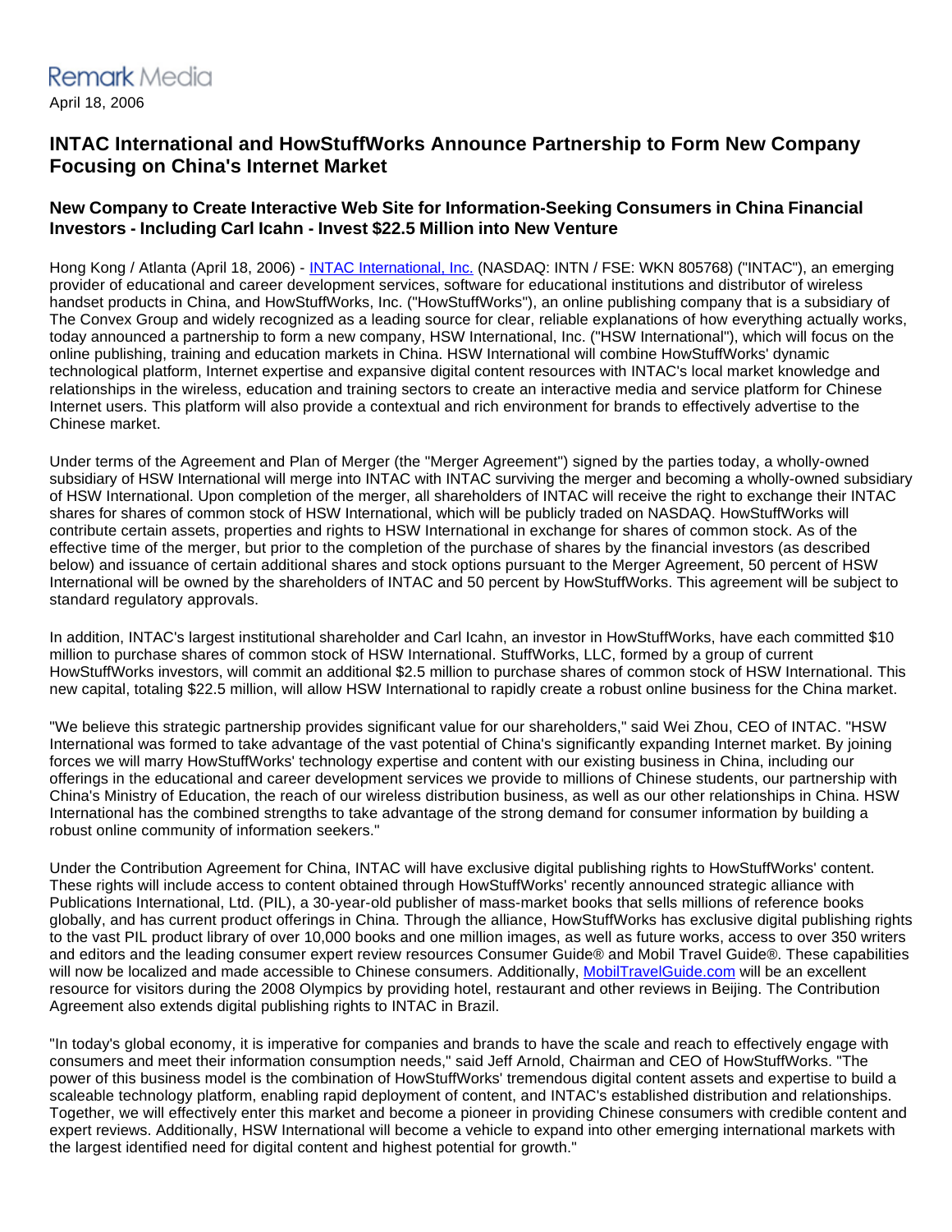Remark Media

April 18, 2006

# INTAC International and HowStuffWorks Announce Partnership to Form New Company Focusing on China's Internet Market

## New Company to Create Interactive Web Site for Information-Seeking Consumers in China Financial Investors - Including Carl Icahn - Invest $22.5 Million into New Venture

Hong Kong / Atlanta (April 18, 2006) - [INTAC International, Inc.](#) (NASDAQ: INTN / FSE: WKN 805768) ("INTAC"), an emerging provider of educational and career development services, software for educational institutions and distributor of wireless handset products in China, and HowStuffWorks, Inc. ("HowStuffWorks"), an online publishing company that is a subsidiary of The Convex Group and widely recognized as a leading source for clear, reliable explanations of how everything actually works, today announced a partnership to form a new company, HSW International, Inc. ("HSW International"), which will focus on the online publishing, training and education markets in China. HSW International will combine HowStuffWorks' dynamic technological platform, Internet expertise and expansive digital content resources with INTAC's local market knowledge and relationships in the wireless, education and training sectors to create an interactive media and service platform for Chinese Internet users. This platform will also provide a contextual and rich environment for brands to effectively advertise to the Chinese market.

Under terms of the Agreement and Plan of Merger (the "Merger Agreement") signed by the parties today, a wholly-owned subsidiary of HSW International will merge into INTAC with INTAC surviving the merger and becoming a wholly-owned subsidiary of HSW International. Upon completion of the merger, all shareholders of INTAC will receive the right to exchange their INTAC shares for shares of common stock of HSW International, which will be publicly traded on NASDAQ. HowStuffWorks will contribute certain assets, properties and rights to HSW International in exchange for shares of common stock. As of the effective time of the merger, but prior to the completion of the purchase of shares by the financial investors (as described below) and issuance of certain additional shares and stock options pursuant to the Merger Agreement, 50 percent of HSW International will be owned by the shareholders of INTAC and 50 percent by HowStuffWorks. This agreement will be subject to standard regulatory approvals.

In addition, INTAC's largest institutional shareholder and Carl Icahn, an investor in HowStuffWorks, have each committed $10 million to purchase shares of common stock of HSW International. StuffWorks, LLC, formed by a group of current HowStuffWorks investors, will commit an additional $2.5 million to purchase shares of common stock of HSW International. This new capital, totaling $22.5 million, will allow HSW International to rapidly create a robust online business for the China market.

"We believe this strategic partnership provides significant value for our shareholders," said Wei Zhou, CEO of INTAC. "HSW International was formed to take advantage of the vast potential of China's significantly expanding Internet market. By joining forces we will marry HowStuffWorks' technology expertise and content with our existing business in China, including our offerings in the educational and career development services we provide to millions of Chinese students, our partnership with China's Ministry of Education, the reach of our wireless distribution business, as well as our other relationships in China. HSW International has the combined strengths to take advantage of the strong demand for consumer information by building a robust online community of information seekers."

Under the Contribution Agreement for China, INTAC will have exclusive digital publishing rights to HowStuffWorks' content. These rights will include access to content obtained through HowStuffWorks' recently announced strategic alliance with Publications International, Ltd. (PIL), a 30-year-old publisher of mass-market books that sells millions of reference books globally, and has current product offerings in China. Through the alliance, HowStuffWorks has exclusive digital publishing rights to the vast PIL product library of over 10,000 books and one million images, as well as future works, access to over 350 writers and editors and the leading consumer expert review resources Consumer Guide® and Mobil Travel Guide®. These capabilities will now be localized and made accessible to Chinese consumers. Additionally, [MobilTravelGuide.com](#) will be an excellent resource for visitors during the 2008 Olympics by providing hotel, restaurant and other reviews in Beijing. The Contribution Agreement also extends digital publishing rights to INTAC in Brazil.

"In today's global economy, it is imperative for companies and brands to have the scale and reach to effectively engage with consumers and meet their information consumption needs," said Jeff Arnold, Chairman and CEO of HowStuffWorks. "The power of this business model is the combination of HowStuffWorks' tremendous digital content assets and expertise to build a scaleable technology platform, enabling rapid deployment of content, and INTAC's established distribution and relationships. Together, we will effectively enter this market and become a pioneer in providing Chinese consumers with credible content and expert reviews. Additionally, HSW International will become a vehicle to expand into other emerging international markets with the largest identified need for digital content and highest potential for growth."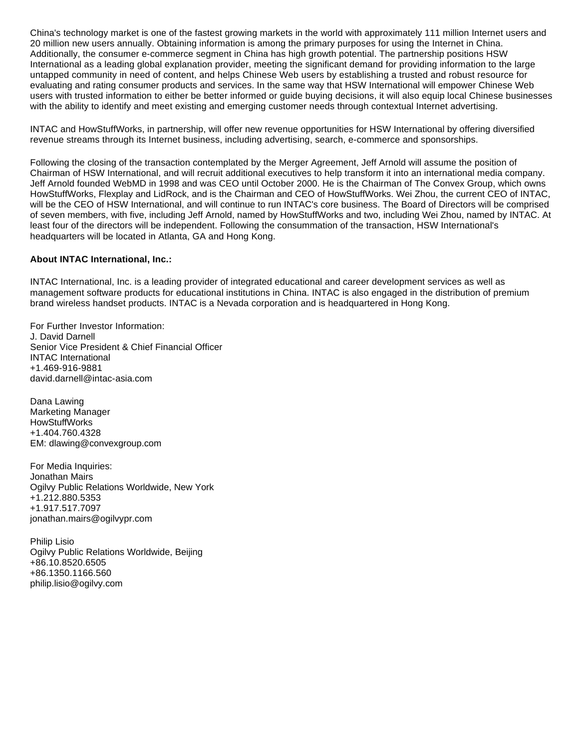China's technology market is one of the fastest growing markets in the world with approximately 111 million Internet users and 20 million new users annually. Obtaining information is among the primary purposes for using the Internet in China. Additionally, the consumer e-commerce segment in China has high growth potential. The partnership positions HSW International as a leading global explanation provider, meeting the significant demand for providing information to the large untapped community in need of content, and helps Chinese Web users by establishing a trusted and robust resource for evaluating and rating consumer products and services. In the same way that HSW International will empower Chinese Web users with trusted information to either be better informed or guide buying decisions, it will also equip local Chinese businesses with the ability to identify and meet existing and emerging customer needs through contextual Internet advertising.

INTAC and HowStuffWorks, in partnership, will offer new revenue opportunities for HSW International by offering diversified revenue streams through its Internet business, including advertising, search, e-commerce and sponsorships.

Following the closing of the transaction contemplated by the Merger Agreement, Jeff Arnold will assume the position of Chairman of HSW International, and will recruit additional executives to help transform it into an international media company. Jeff Arnold founded WebMD in 1998 and was CEO until October 2000. He is the Chairman of The Convex Group, which owns HowStuffWorks, Flexplay and LidRock, and is the Chairman and CEO of HowStuffWorks. Wei Zhou, the current CEO of INTAC, will be the CEO of HSW International, and will continue to run INTAC's core business. The Board of Directors will be comprised of seven members, with five, including Jeff Arnold, named by HowStuffWorks and two, including Wei Zhou, named by INTAC. At least four of the directors will be independent. Following the consummation of the transaction, HSW International's headquarters will be located in Atlanta, GA and Hong Kong.

**About INTAC International, Inc.:**

INTAC International, Inc. is a leading provider of integrated educational and career development services as well as management software products for educational institutions in China. INTAC is also engaged in the distribution of premium brand wireless handset products. INTAC is a Nevada corporation and is headquartered in Hong Kong.

For Further Investor Information:
J. David Darnell
Senior Vice President & Chief Financial Officer
INTAC International
+1.469-916-9881
david.darnell@intac-asia.com

Dana Lawing
Marketing Manager
HowStuffWorks
+1.404.760.4328
EM: dlawing@convexgroup.com

For Media Inquiries:
Jonathan Mairs
Ogilvy Public Relations Worldwide, New York
+1.212.880.5353
+1.917.517.7097
jonathan.mairs@ogilvypr.com

Philip Lisio
Ogilvy Public Relations Worldwide, Beijing
+86.10.8520.6505
+86.1350.1166.560
philip.lisio@ogilvy.com